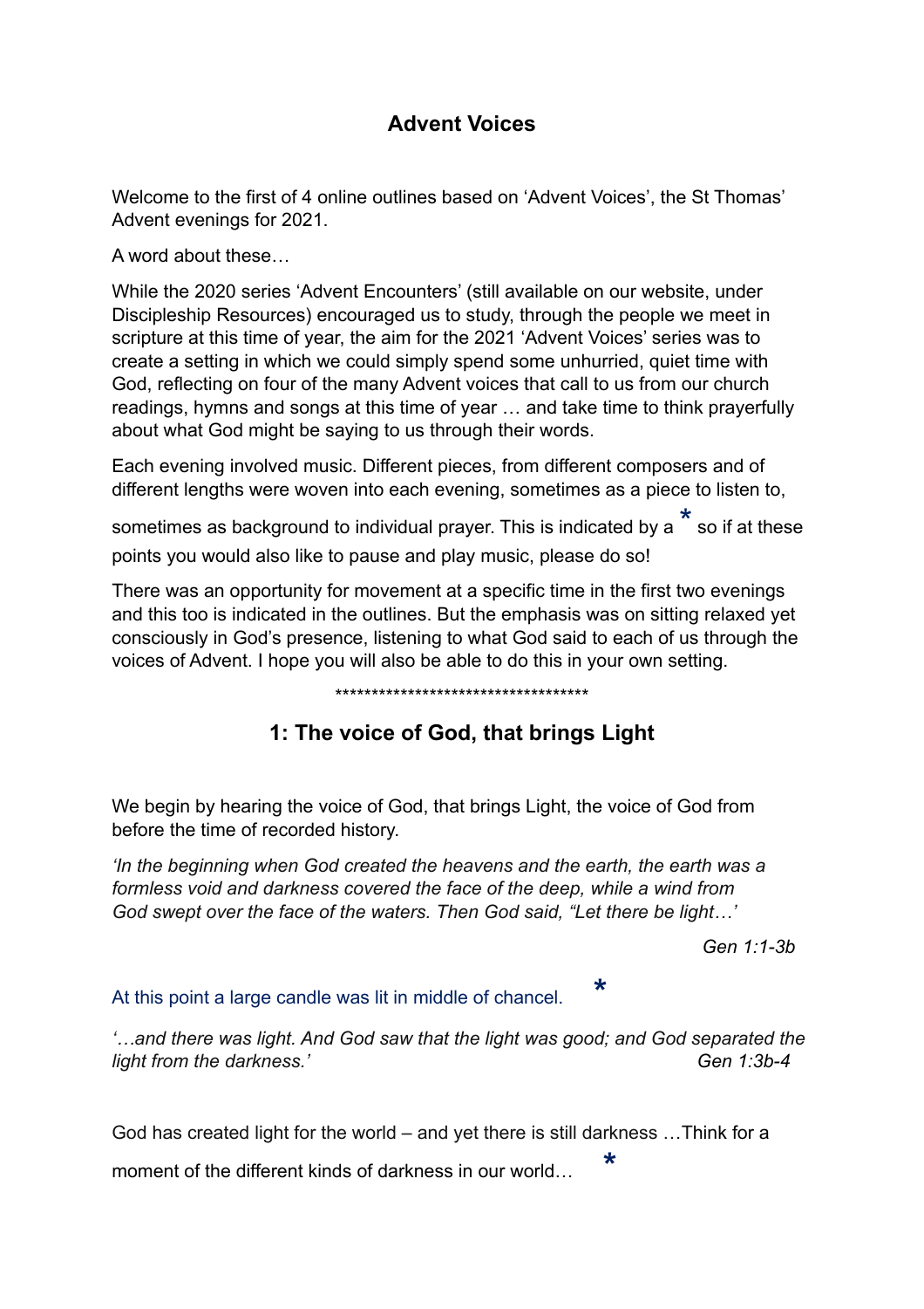# Advent Voices

Welcome to the first of 4 online outlines based on 'Advent Voices', the St Thomas' Advent evenings for 2021.

A word about these…

While the 2020 series 'Advent Encounters' (still available on our website, under Discipleship Resources) encouraged us to study, through the people we meet in scripture at this time of year, the aim for the 2021 'Advent Voices' series was to create a setting in which we could simply spend some unhurried, quiet time with God, reflecting on four of the many Advent voices that call to us from our church readings, hymns and songs at this time of year … and take time to think prayerfully about what God might be saying to us through their words.

Each evening involved music. Different pieces, from different composers and of different lengths were woven into each evening, sometimes as a piece to listen to, sometimes as background to individual prayer. This is indicated by a * so if at these points you would also like to pause and play music, please do so!

There was an opportunity for movement at a specific time in the first two evenings and this too is indicated in the outlines. But the emphasis was on sitting relaxed yet consciously in God's presence, listening to what God said to each of us through the voices of Advent. I hope you will also be able to do this in your own setting.

\*\*\*\*\*\*\*\*\*\*\*\*\*\*\*\*\*\*\*\*\*\*\*\*\*\*\*\*\*\*\*\*\*\*\*\*

## 1: The voice of God, that brings Light

We begin by hearing the voice of God, that brings Light, the voice of God from before the time of recorded history.

*'In the beginning when God created the heavens and the earth, the earth was a formless void and darkness covered the face of the deep, while a wind from God swept over the face of the waters. Then God said, "Let there be light…'*

*Gen 1:1-3b*

At this point a large candle was lit in middle of chancel. *

*'…and there was light. And God saw that the light was good; and God separated the light from the darkness.'* *Gen 1:3b-4*

God has created light for the world – and yet there is still darkness …Think for a moment of the different kinds of darkness in our world… *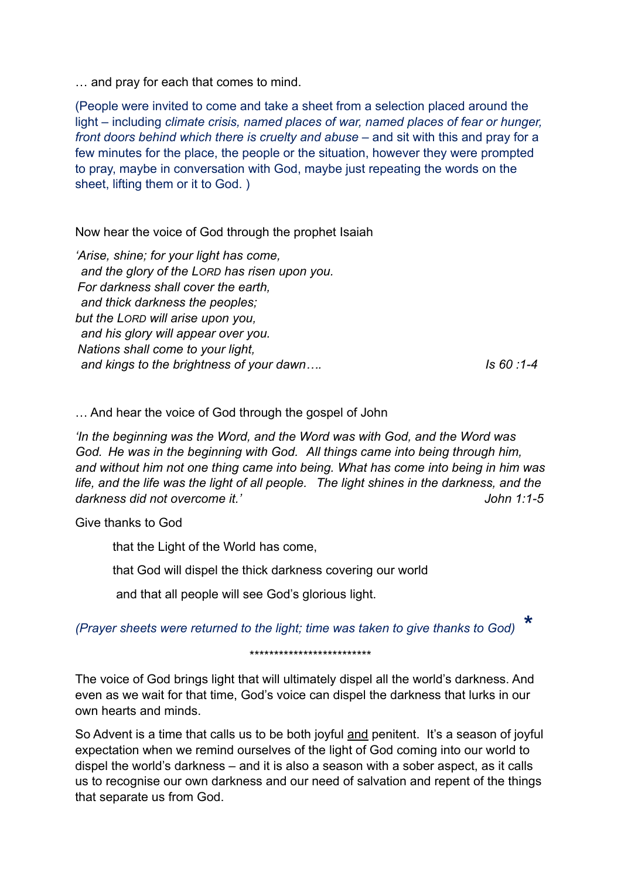… and pray for each that comes to mind.

(People were invited to come and take a sheet from a selection placed around the light – including *climate crisis, named places of war, named places of fear or hunger, front doors behind which there is cruelty and abuse* – and sit with this and pray for a few minutes for the place, the people or the situation, however they were prompted to pray, maybe in conversation with God, maybe just repeating the words on the sheet, lifting them or it to God. )

Now hear the voice of God through the prophet Isaiah

*'Arise, shine; for your light has come,*
*and the glory of the LORD has risen upon you.*
*For darkness shall cover the earth,*
*and thick darkness the peoples;*
*but the LORD will arise upon you,*
*and his glory will appear over you.*
*Nations shall come to your light,*
*and kings to the brightness of your dawn….* *Is 60 :1-4*

… And hear the voice of God through the gospel of John

*'In the beginning was the Word, and the Word was with God, and the Word was God. He was in the beginning with God. All things came into being through him, and without him not one thing came into being. What has come into being in him was life, and the life was the light of all people. The light shines in the darkness, and the darkness did not overcome it.'* *John 1:1-5*

Give thanks to God

that the Light of the World has come,

that God will dispel the thick darkness covering our world

and that all people will see God's glorious light.

*(Prayer sheets were returned to the light; time was taken to give thanks to God)* *

*************************

The voice of God brings light that will ultimately dispel all the world's darkness. And even as we wait for that time, God's voice can dispel the darkness that lurks in our own hearts and minds.

So Advent is a time that calls us to be both joyful <u>and</u> penitent. It's a season of joyful expectation when we remind ourselves of the light of God coming into our world to dispel the world's darkness – and it is also a season with a sober aspect, as it calls us to recognise our own darkness and our need of salvation and repent of the things that separate us from God.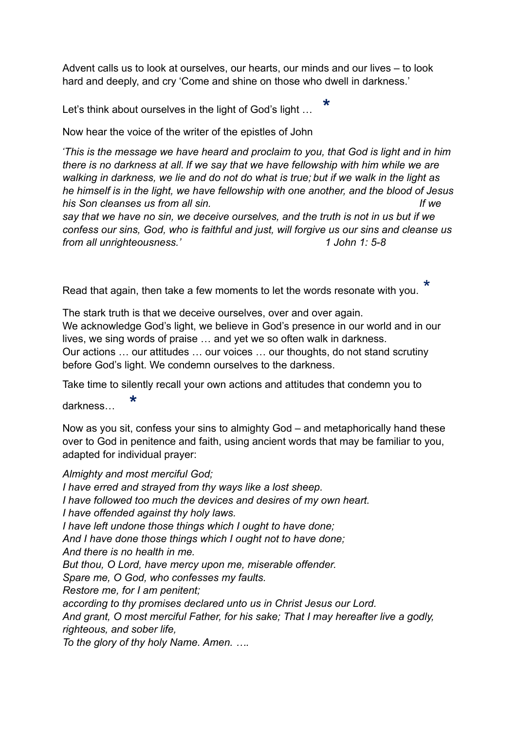Advent calls us to look at ourselves, our hearts, our minds and our lives – to look hard and deeply, and cry 'Come and shine on those who dwell in darkness.'

Let's think about ourselves in the light of God's light … *

Now hear the voice of the writer of the epistles of John

*'This is the message we have heard and proclaim to you, that God is light and in him there is no darkness at all. If we say that we have fellowship with him while we are walking in darkness, we lie and do not do what is true; but if we walk in the light as he himself is in the light, we have fellowship with one another, and the blood of Jesus his Son cleanses us from all sin. If we say that we have no sin, we deceive ourselves, and the truth is not in us but if we confess our sins, God, who is faithful and just, will forgive us our sins and cleanse us from all unrighteousness.' 1 John 1: 5-8*

Read that again, then take a few moments to let the words resonate with you. *

The stark truth is that we deceive ourselves, over and over again.
We acknowledge God's light, we believe in God's presence in our world and in our lives, we sing words of praise … and yet we so often walk in darkness.
Our actions … our attitudes … our voices … our thoughts, do not stand scrutiny before God's light. We condemn ourselves to the darkness.

Take time to silently recall your own actions and attitudes that condemn you to darkness… *

Now as you sit, confess your sins to almighty God – and metaphorically hand these over to God in penitence and faith, using ancient words that may be familiar to you, adapted for individual prayer:

*Almighty and most merciful God;*
*I have erred and strayed from thy ways like a lost sheep.*
*I have followed too much the devices and desires of my own heart.*
*I have offended against thy holy laws.*
*I have left undone those things which I ought to have done;*
*And I have done those things which I ought not to have done;*
*And there is no health in me.*
*But thou, O Lord, have mercy upon me, miserable offender.*
*Spare me, O God, who confesses my faults.*
*Restore me, for I am penitent;*
*according to thy promises declared unto us in Christ Jesus our Lord.*
*And grant, O most merciful Father, for his sake; That I may hereafter live a godly, righteous, and sober life,*
*To the glory of thy holy Name. Amen. ….*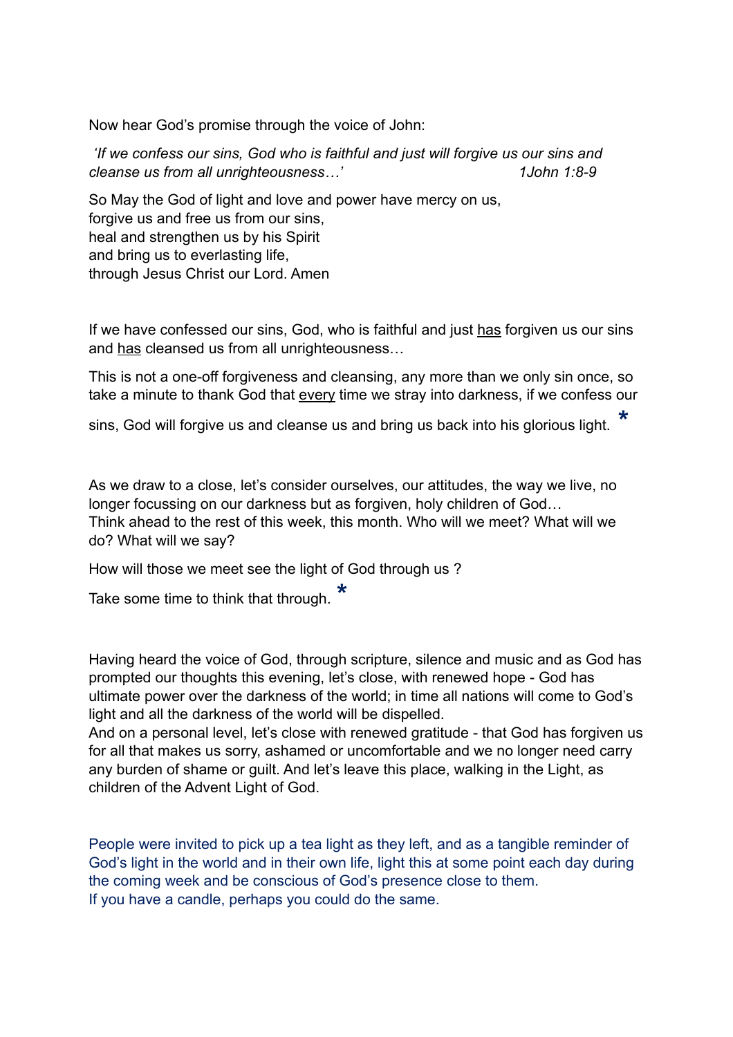Now hear God’s promise through the voice of John:

*‘If we confess our sins, God who is faithful and just will forgive us our sins and cleanse us from all unrighteousness…’* *1John 1:8-9*

So May the God of light and love and power have mercy on us,
forgive us and free us from our sins,
heal and strengthen us by his Spirit
and bring us to everlasting life,
through Jesus Christ our Lord. Amen

If we have confessed our sins, God, who is faithful and just <u>has</u> forgiven us our sins and <u>has</u> cleansed us from all unrighteousness…

This is not a one-off forgiveness and cleansing, any more than we only sin once, so take a minute to thank God that <u>every</u> time we stray into darkness, if we confess our sins, God will forgive us and cleanse us and bring us back into his glorious light. **\***

As we draw to a close, let’s consider ourselves, our attitudes, the way we live, no longer focussing on our darkness but as forgiven, holy children of God…
Think ahead to the rest of this week, this month. Who will we meet? What will we do? What will we say?

How will those we meet see the light of God through us ?

Take some time to think that through. **\***

Having heard the voice of God, through scripture, silence and music and as God has prompted our thoughts this evening, let’s close, with renewed hope - God has ultimate power over the darkness of the world; in time all nations will come to God’s light and all the darkness of the world will be dispelled.
And on a personal level, let’s close with renewed gratitude - that God has forgiven us for all that makes us sorry, ashamed or uncomfortable and we no longer need carry any burden of shame or guilt. And let’s leave this place, walking in the Light, as children of the Advent Light of God.

People were invited to pick up a tea light as they left, and as a tangible reminder of God’s light in the world and in their own life, light this at some point each day during the coming week and be conscious of God’s presence close to them.
If you have a candle, perhaps you could do the same.